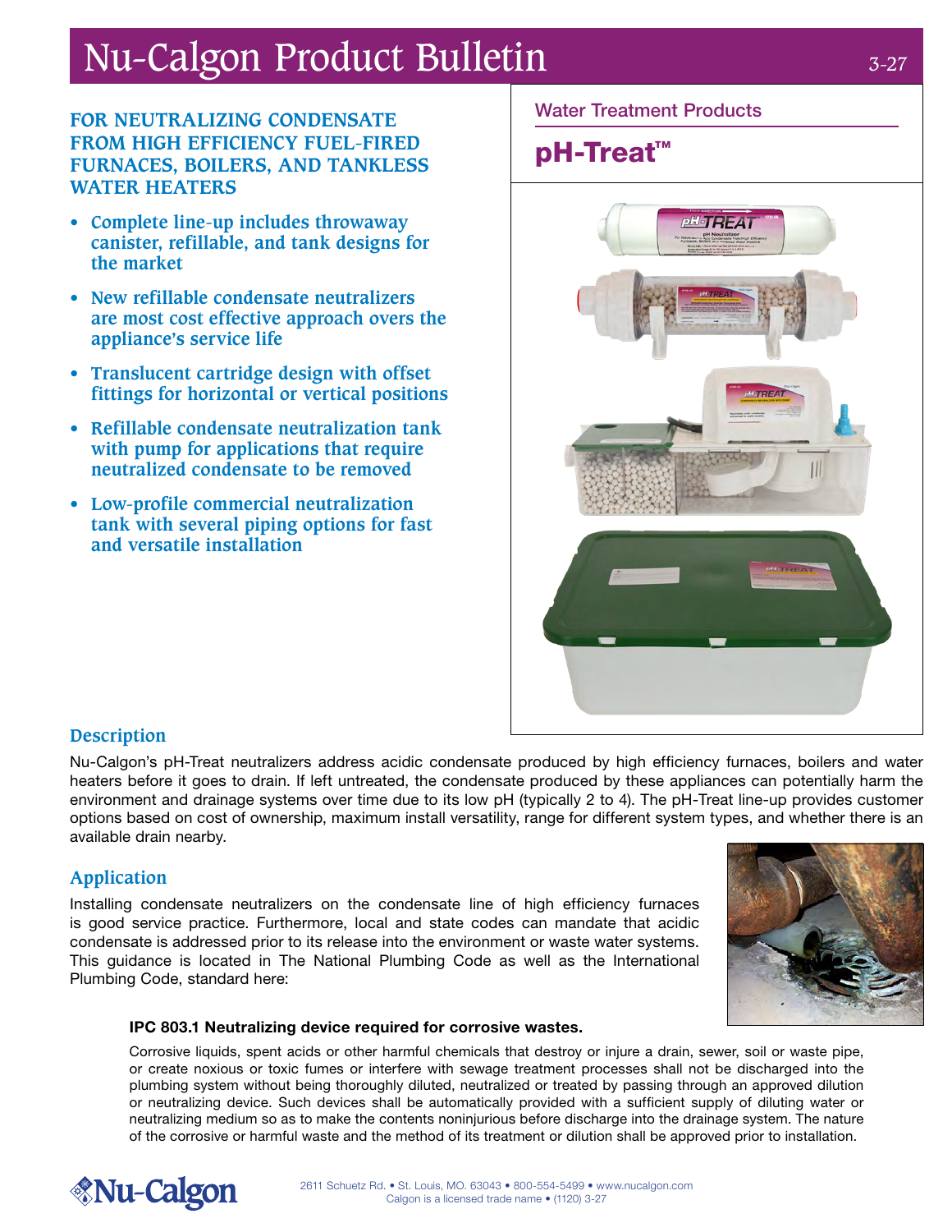# Nu-Calgon Product Bulletin

3-27

Water Treatment Products

## pH-Treat™

**FOR NEUTRALIZING CONDENSATE FROM HIGH EFFICIENCY FUEL-FIRED FURNACES, BOILERS, AND TANKLESS WATER HEATERS**

- **Complete line-up includes throwaway canister, refillable, and tank designs for the market**
- **New refillable condensate neutralizers are most cost effective approach overs the appliance's service life**
- **Translucent cartridge design with offset fittings for horizontal or vertical positions**
- **Refillable condensate neutralization tank with pump for applications that require neutralized condensate to be removed**
- **Low-profile commercial neutralization tank with several piping options for fast and versatile installation**

## Description

Nu-Calgon's pH-Treat neutralizers address acidic condensate produced by high efficiency furnaces, boilers and water heaters before it goes to drain. If left untreated, the condensate produced by these appliances can potentially harm the environment and drainage systems over time due to its low pH (typically 2 to 4). The pH-Treat line-up provides customer options based on cost of ownership, maximum install versatility, range for different system types, and whether there is an available drain nearby.

## Application

Installing condensate neutralizers on the condensate line of high efficiency furnaces is good service practice. Furthermore, local and state codes can mandate that acidic condensate is addressed prior to its release into the environment or waste water systems. This guidance is located in The National Plumbing Code as well as the International Plumbing Code, standard here:

**IPC 803.1 Neutralizing device required for corrosive wastes.**

Corrosive liquids, spent acids or other harmful chemicals that destroy or injure a drain, sewer, soil or waste pipe, or create noxious or toxic fumes or interfere with sewage treatment processes shall not be discharged into the plumbing system without being thoroughly diluted, neutralized or treated by passing through an approved dilution or neutralizing device. Such devices shall be automatically provided with a sufficient supply of diluting water or neutralizing medium so as to make the contents noninjurious before discharge into the drainage system. The nature of the corrosive or harmful waste and the method of its treatment or dilution shall be approved prior to installation.

Nu-Calgon

2611 Schuetz Rd. • St. Louis, MO. 63043 • 800-554-5499 • www.nucalgon.com
Calgon is a licensed trade name • (1120) 3-27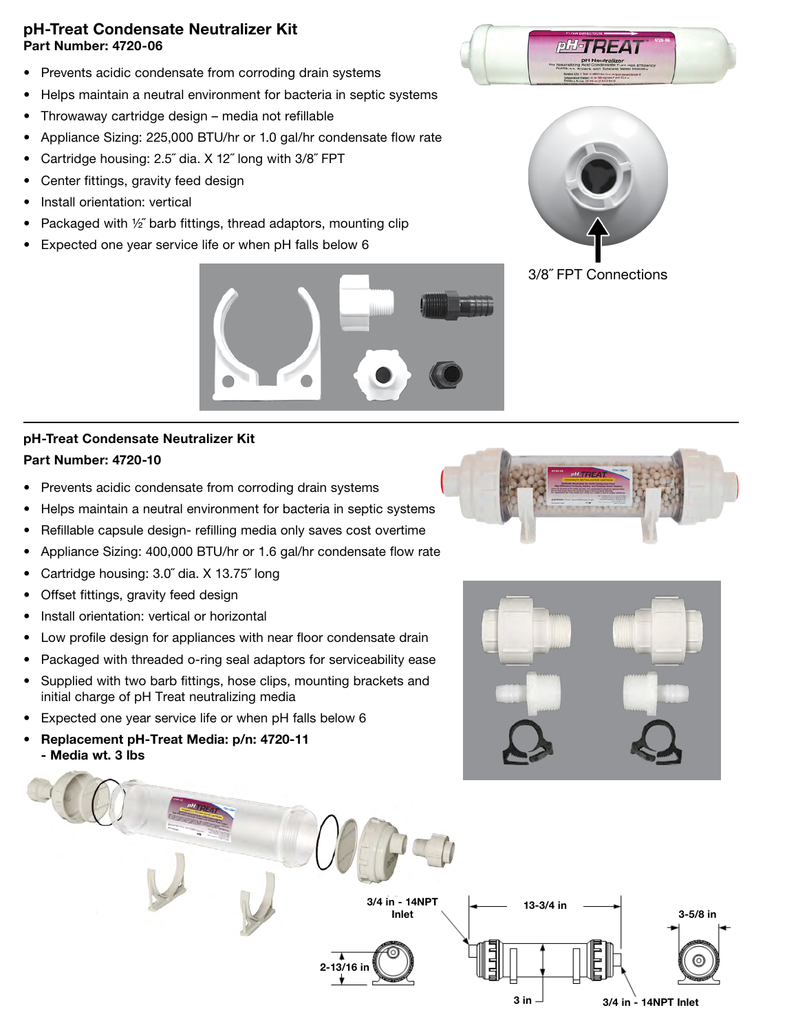## pH-Treat Condensate Neutralizer Kit
**Part Number: 4720-06**

- Prevents acidic condensate from corroding drain systems
- Helps maintain a neutral environment for bacteria in septic systems
- Throwaway cartridge design – media not refillable
- Appliance Sizing: 225,000 BTU/hr or 1.0 gal/hr condensate flow rate
- Cartridge housing: 2.5˝ dia. X 12˝ long with 3/8˝ FPT
- Center fittings, gravity feed design
- Install orientation: vertical
- Packaged with ½˝ barb fittings, thread adaptors, mounting clip
- Expected one year service life or when pH falls below 6

3/8˝ FPT Connections

---

## pH-Treat Condensate Neutralizer Kit
**Part Number: 4720-10**

- Prevents acidic condensate from corroding drain systems
- Helps maintain a neutral environment for bacteria in septic systems
- Refillable capsule design- refilling media only saves cost overtime
- Appliance Sizing: 400,000 BTU/hr or 1.6 gal/hr condensate flow rate
- Cartridge housing: 3.0˝ dia. X 13.75˝ long
- Offset fittings, gravity feed design
- Install orientation: vertical or horizontal
- Low profile design for appliances with near floor condensate drain
- Packaged with threaded o-ring seal adaptors for serviceability ease
- Supplied with two barb fittings, hose clips, mounting brackets and initial charge of pH Treat neutralizing media
- Expected one year service life or when pH falls below 6
- **Replacement pH-Treat Media: p/n: 4720-11**
  **- Media wt. 3 lbs**

3/4 in - 14NPT Inlet

13-3/4 in

3-5/8 in

2-13/16 in

3 in

3/4 in - 14NPT Inlet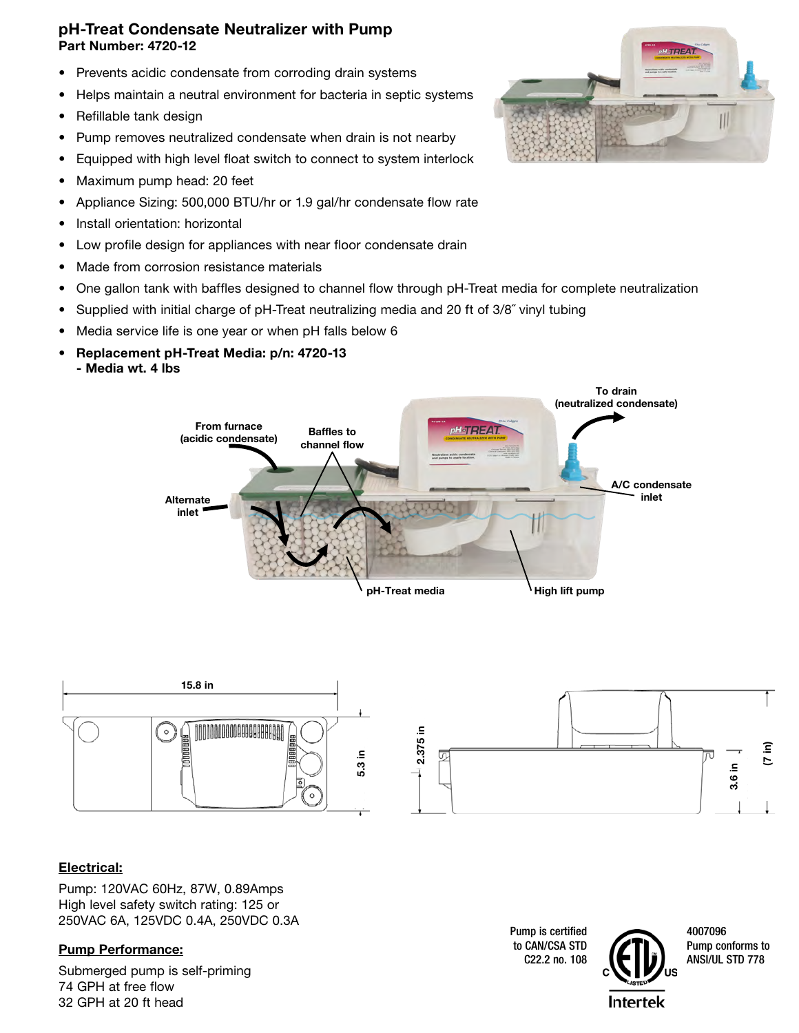## pH-Treat Condensate Neutralizer with Pump

**Part Number: 4720-12**

- Prevents acidic condensate from corroding drain systems
- Helps maintain a neutral environment for bacteria in septic systems
- Refillable tank design
- Pump removes neutralized condensate when drain is not nearby
- Equipped with high level float switch to connect to system interlock
- Maximum pump head: 20 feet
- Appliance Sizing: 500,000 BTU/hr or 1.9 gal/hr condensate flow rate
- Install orientation: horizontal
- Low profile design for appliances with near floor condensate drain
- Made from corrosion resistance materials
- One gallon tank with baffles designed to channel flow through pH-Treat media for complete neutralization
- Supplied with initial charge of pH-Treat neutralizing media and 20 ft of 3/8″ vinyl tubing
- Media service life is one year or when pH falls below 6
- **Replacement pH-Treat Media: p/n: 4720-13**
  **- Media wt. 4 lbs**

From furnace (acidic condensate)

Baffles to channel flow

To drain (neutralized condensate)

Alternate inlet

A/C condensate inlet

pH-Treat media

High lift pump

15.8 in

5.3 in

2.375 in

3.6 in

(7 in)

### Electrical:

Pump: 120VAC 60Hz, 87W, 0.89Amps
High level safety switch rating: 125 or 250VAC 6A, 125VDC 0.4A, 250VDC 0.3A

### Pump Performance:

Submerged pump is self-priming
74 GPH at free flow
32 GPH at 20 ft head

Pump is certified to CAN/CSA STD C22.2 no. 108

4007096
Pump conforms to ANSI/UL STD 778

Intertek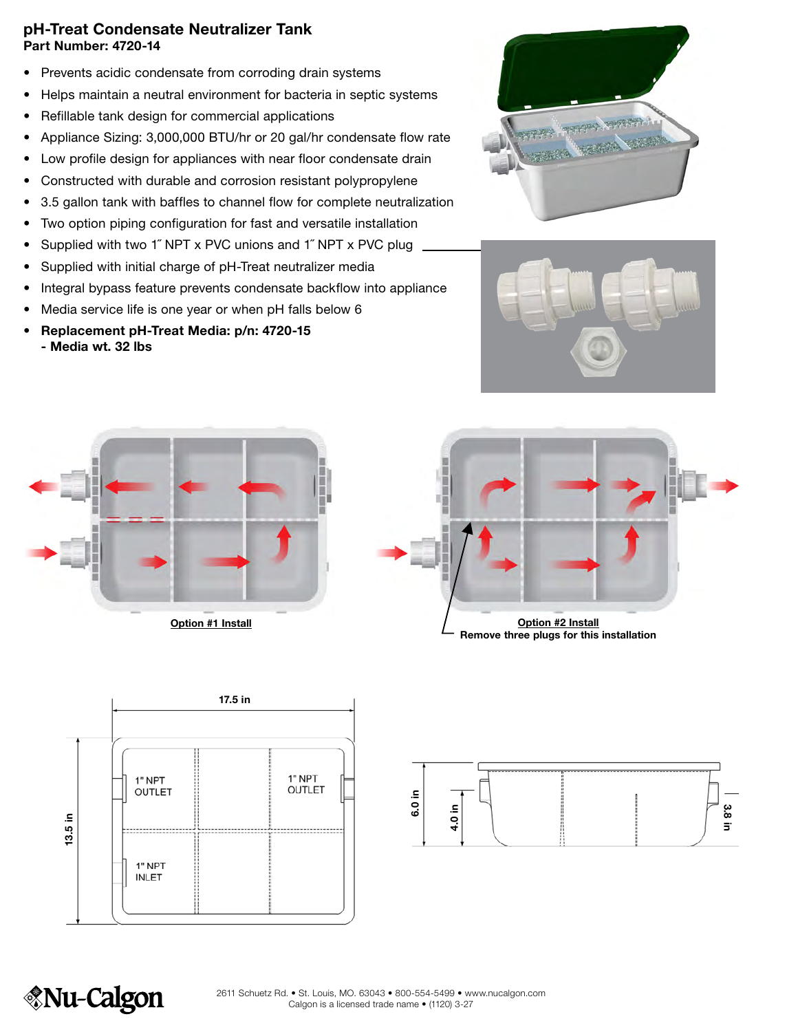# pH-Treat Condensate Neutralizer Tank

**Part Number: 4720-14**

- Prevents acidic condensate from corroding drain systems
- Helps maintain a neutral environment for bacteria in septic systems
- Refillable tank design for commercial applications
- Appliance Sizing: 3,000,000 BTU/hr or 20 gal/hr condensate flow rate
- Low profile design for appliances with near floor condensate drain
- Constructed with durable and corrosion resistant polypropylene
- 3.5 gallon tank with baffles to channel flow for complete neutralization
- Two option piping configuration for fast and versatile installation
- Supplied with two 1˝ NPT x PVC unions and 1˝ NPT x PVC plug
- Supplied with initial charge of pH-Treat neutralizer media
- Integral bypass feature prevents condensate backflow into appliance
- Media service life is one year or when pH falls below 6
- **Replacement pH-Treat Media: p/n: 4720-15**
  **- Media wt. 32 lbs**

Option #1 Install

Option #2 Install

Remove three plugs for this installation

17.5 in

13.5 in

1" NPT OUTLET

1" NPT OUTLET

1" NPT INLET

6.0 in

4.0 in

3.8 in

Nu-Calgon

2611 Schuetz Rd. • St. Louis, MO. 63043 • 800-554-5499 • www.nucalgon.com
Calgon is a licensed trade name • (1120) 3-27